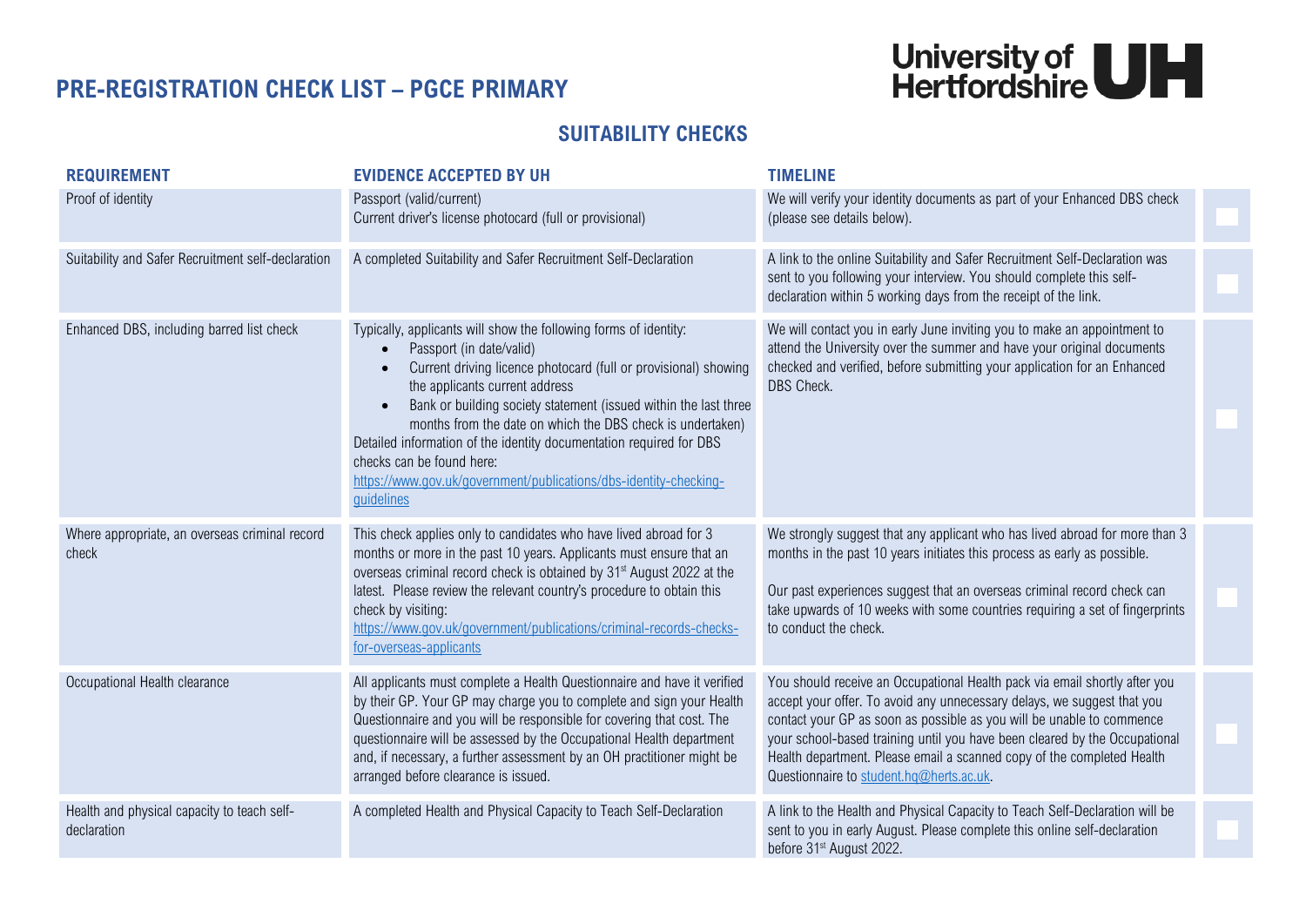# PRE-REGISTRATION CHECK LIST – PGCE PRIMARY

## SUITABILITY CHECKS

| REQUIREMENT | EVIDENCE ACCEPTED BY UH | TIMELINE | |
|---|---|---|---|
| Proof of identity | Passport (valid/current)<br>Current driver's license photocard (full or provisional) | We will verify your identity documents as part of your Enhanced DBS check (please see details below). | ☐ |
| Suitability and Safer Recruitment self-declaration | A completed Suitability and Safer Recruitment Self-Declaration | A link to the online Suitability and Safer Recruitment Self-Declaration was sent to you following your interview. You should complete this self-declaration within 5 working days from the receipt of the link. | ☐ |
| Enhanced DBS, including barred list check | Typically, applicants will show the following forms of identity:<br>• Passport (in date/valid)<br>• Current driving licence photocard (full or provisional) showing the applicants current address<br>• Bank or building society statement (issued within the last three months from the date on which the DBS check is undertaken)<br>Detailed information of the identity documentation required for DBS checks can be found here:<br>https://www.gov.uk/government/publications/dbs-identity-checking-guidelines | We will contact you in early June inviting you to make an appointment to attend the University over the summer and have your original documents checked and verified, before submitting your application for an Enhanced DBS Check. | ☐ |
| Where appropriate, an overseas criminal record check | This check applies only to candidates who have lived abroad for 3 months or more in the past 10 years. Applicants must ensure that an overseas criminal record check is obtained by 31st August 2022 at the latest. Please review the relevant country's procedure to obtain this check by visiting:<br>https://www.gov.uk/government/publications/criminal-records-checks-for-overseas-applicants | We strongly suggest that any applicant who has lived abroad for more than 3 months in the past 10 years initiates this process as early as possible.<br><br>Our past experiences suggest that an overseas criminal record check can take upwards of 10 weeks with some countries requiring a set of fingerprints to conduct the check. | ☐ |
| Occupational Health clearance | All applicants must complete a Health Questionnaire and have it verified by their GP. Your GP may charge you to complete and sign your Health Questionnaire and you will be responsible for covering that cost. The questionnaire will be assessed by the Occupational Health department and, if necessary, a further assessment by an OH practitioner might be arranged before clearance is issued. | You should receive an Occupational Health pack via email shortly after you accept your offer. To avoid any unnecessary delays, we suggest that you contact your GP as soon as possible as you will be unable to commence your school-based training until you have been cleared by the Occupational Health department. Please email a scanned copy of the completed Health Questionnaire to student.hq@herts.ac.uk. | ☐ |
| Health and physical capacity to teach self-declaration | A completed Health and Physical Capacity to Teach Self-Declaration | A link to the Health and Physical Capacity to Teach Self-Declaration will be sent to you in early August. Please complete this online self-declaration before 31st August 2022. | ☐ |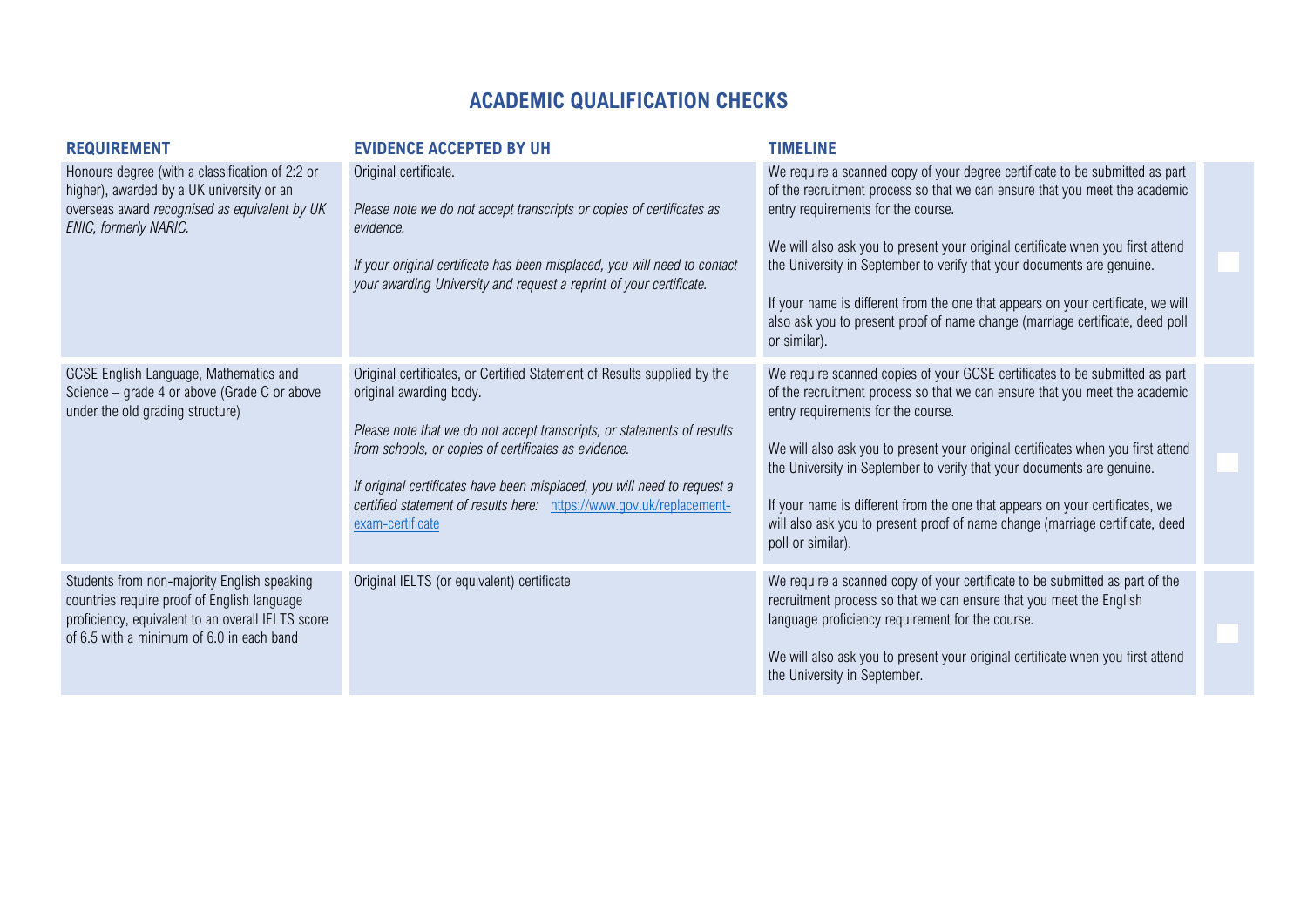## ACADEMIC QUALIFICATION CHECKS

| REQUIREMENT | EVIDENCE ACCEPTED BY UH | TIMELINE | |
|---|---|---|---|
| Honours degree (with a classification of 2:2 or higher), awarded by a UK university or an overseas award *recognised as equivalent by UK ENIC, formerly NARIC.* | Original certificate.<br><br>*Please note we do not accept transcripts or copies of certificates as evidence.*<br><br>*If your original certificate has been misplaced, you will need to contact your awarding University and request a reprint of your certificate.* | We require a scanned copy of your degree certificate to be submitted as part of the recruitment process so that we can ensure that you meet the academic entry requirements for the course.<br><br>We will also ask you to present your original certificate when you first attend the University in September to verify that your documents are genuine.<br><br>If your name is different from the one that appears on your certificate, we will also ask you to present proof of name change (marriage certificate, deed poll or similar). | |
| GCSE English Language, Mathematics and Science – grade 4 or above (Grade C or above under the old grading structure) | Original certificates, or Certified Statement of Results supplied by the original awarding body.<br><br>*Please note that we do not accept transcripts, or statements of results from schools, or copies of certificates as evidence.*<br><br>*If original certificates have been misplaced, you will need to request a certified statement of results here:* [https://www.gov.uk/replacement-exam-certificate](https://www.gov.uk/replacement-exam-certificate) | We require scanned copies of your GCSE certificates to be submitted as part of the recruitment process so that we can ensure that you meet the academic entry requirements for the course.<br><br>We will also ask you to present your original certificates when you first attend the University in September to verify that your documents are genuine.<br><br>If your name is different from the one that appears on your certificates, we will also ask you to present proof of name change (marriage certificate, deed poll or similar). | |
| Students from non-majority English speaking countries require proof of English language proficiency, equivalent to an overall IELTS score of 6.5 with a minimum of 6.0 in each band | Original IELTS (or equivalent) certificate | We require a scanned copy of your certificate to be submitted as part of the recruitment process so that we can ensure that you meet the English language proficiency requirement for the course.<br><br>We will also ask you to present your original certificate when you first attend the University in September. | |